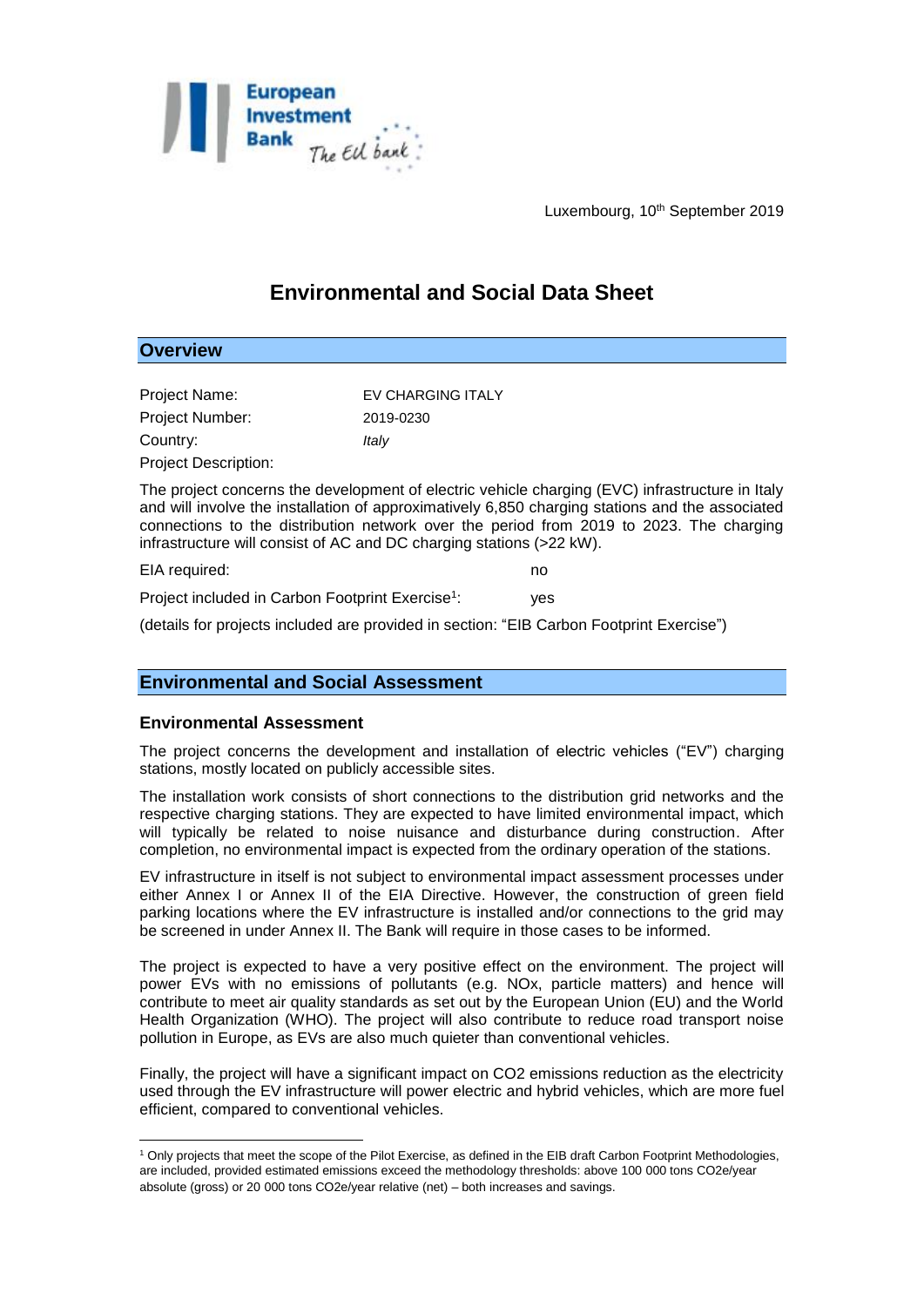Luxembourg, 10th September 2019

# Environmental and Social Data Sheet

## Overview

Project Name: EV CHARGING ITALY

Project Number: 2019-0230

Country: *Italy*

Project Description:

The project concerns the development of electric vehicle charging (EVC) infrastructure in Italy and will involve the installation of approximatively 6,850 charging stations and the associated connections to the distribution network over the period from 2019 to 2023. The charging infrastructure will consist of AC and DC charging stations (>22 kW).

EIA required: no

Project included in Carbon Footprint Exercise[1]: yes

(details for projects included are provided in section: "EIB Carbon Footprint Exercise")

## Environmental and Social Assessment

### Environmental Assessment

The project concerns the development and installation of electric vehicles ("EV") charging stations, mostly located on publicly accessible sites.

The installation work consists of short connections to the distribution grid networks and the respective charging stations. They are expected to have limited environmental impact, which will typically be related to noise nuisance and disturbance during construction. After completion, no environmental impact is expected from the ordinary operation of the stations.

EV infrastructure in itself is not subject to environmental impact assessment processes under either Annex I or Annex II of the EIA Directive. However, the construction of green field parking locations where the EV infrastructure is installed and/or connections to the grid may be screened in under Annex II. The Bank will require in those cases to be informed.

The project is expected to have a very positive effect on the environment. The project will power EVs with no emissions of pollutants (e.g. NOx, particle matters) and hence will contribute to meet air quality standards as set out by the European Union (EU) and the World Health Organization (WHO). The project will also contribute to reduce road transport noise pollution in Europe, as EVs are also much quieter than conventional vehicles.

Finally, the project will have a significant impact on $CO_2$ emissions reduction as the electricity used through the EV infrastructure will power electric and hybrid vehicles, which are more fuel efficient, compared to conventional vehicles.

---

[1] Only projects that meet the scope of the Pilot Exercise, as defined in the EIB draft Carbon Footprint Methodologies, are included, provided estimated emissions exceed the methodology thresholds: above 100 000 tons CO2e/year absolute (gross) or 20 000 tons CO2e/year relative (net) – both increases and savings.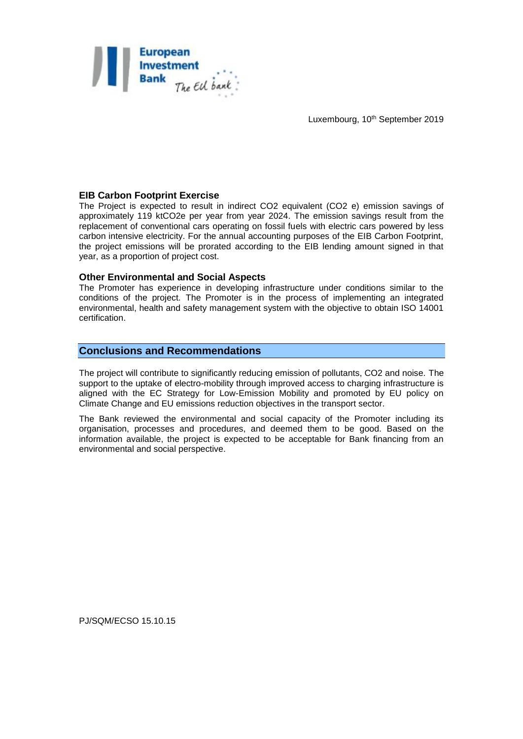Luxembourg, 10th September 2019

### EIB Carbon Footprint Exercise

The Project is expected to result in indirect CO2 equivalent (CO2 e) emission savings of approximately 119 ktCO2e per year from year 2024. The emission savings result from the replacement of conventional cars operating on fossil fuels with electric cars powered by less carbon intensive electricity. For the annual accounting purposes of the EIB Carbon Footprint, the project emissions will be prorated according to the EIB lending amount signed in that year, as a proportion of project cost.

### Other Environmental and Social Aspects

The Promoter has experience in developing infrastructure under conditions similar to the conditions of the project. The Promoter is in the process of implementing an integrated environmental, health and safety management system with the objective to obtain ISO 14001 certification.

## Conclusions and Recommendations

The project will contribute to significantly reducing emission of pollutants, CO2 and noise. The support to the uptake of electro-mobility through improved access to charging infrastructure is aligned with the EC Strategy for Low-Emission Mobility and promoted by EU policy on Climate Change and EU emissions reduction objectives in the transport sector.

The Bank reviewed the environmental and social capacity of the Promoter including its organisation, processes and procedures, and deemed them to be good. Based on the information available, the project is expected to be acceptable for Bank financing from an environmental and social perspective.

PJ/SQM/ECSO 15.10.15